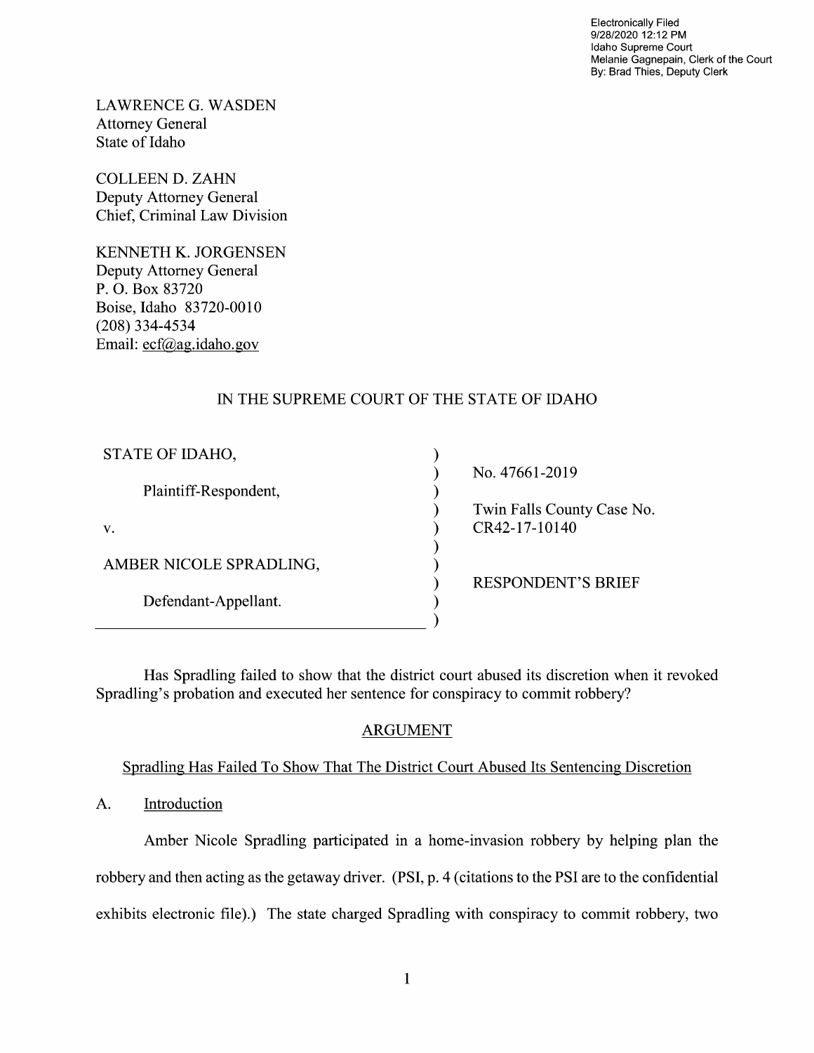Electronically Filed
9/28/2020 12:12 PM
Idaho Supreme Court
Melanie Gagnepain, Clerk of the Court
By: Brad Thies, Deputy Clerk

LAWRENCE G. WASDEN
Attorney General
State of Idaho

COLLEEN D. ZAHN
Deputy Attorney General
Chief, Criminal Law Division

KENNETH K. JORGENSEN
Deputy Attorney General
P. O. Box 83720
Boise, Idaho 83720-0010
(208) 334-4534
Email: ecf@ag.idaho.gov

IN THE SUPREME COURT OF THE STATE OF IDAHO

| | |
|---|---|
| STATE OF IDAHO, | No. 47661-2019 |
| Plaintiff-Respondent, | Twin Falls County Case No. CR42-17-10140 |
| v. | |
| AMBER NICOLE SPRADLING, | RESPONDENT'S BRIEF |
| Defendant-Appellant. | |

Has Spradling failed to show that the district court abused its discretion when it revoked Spradling's probation and executed her sentence for conspiracy to commit robbery?

## ARGUMENT

### Spradling Has Failed To Show That The District Court Abused Its Sentencing Discretion

A. Introduction

Amber Nicole Spradling participated in a home-invasion robbery by helping plan the robbery and then acting as the getaway driver. (PSI, p. 4 (citations to the PSI are to the confidential exhibits electronic file).) The state charged Spradling with conspiracy to commit robbery, two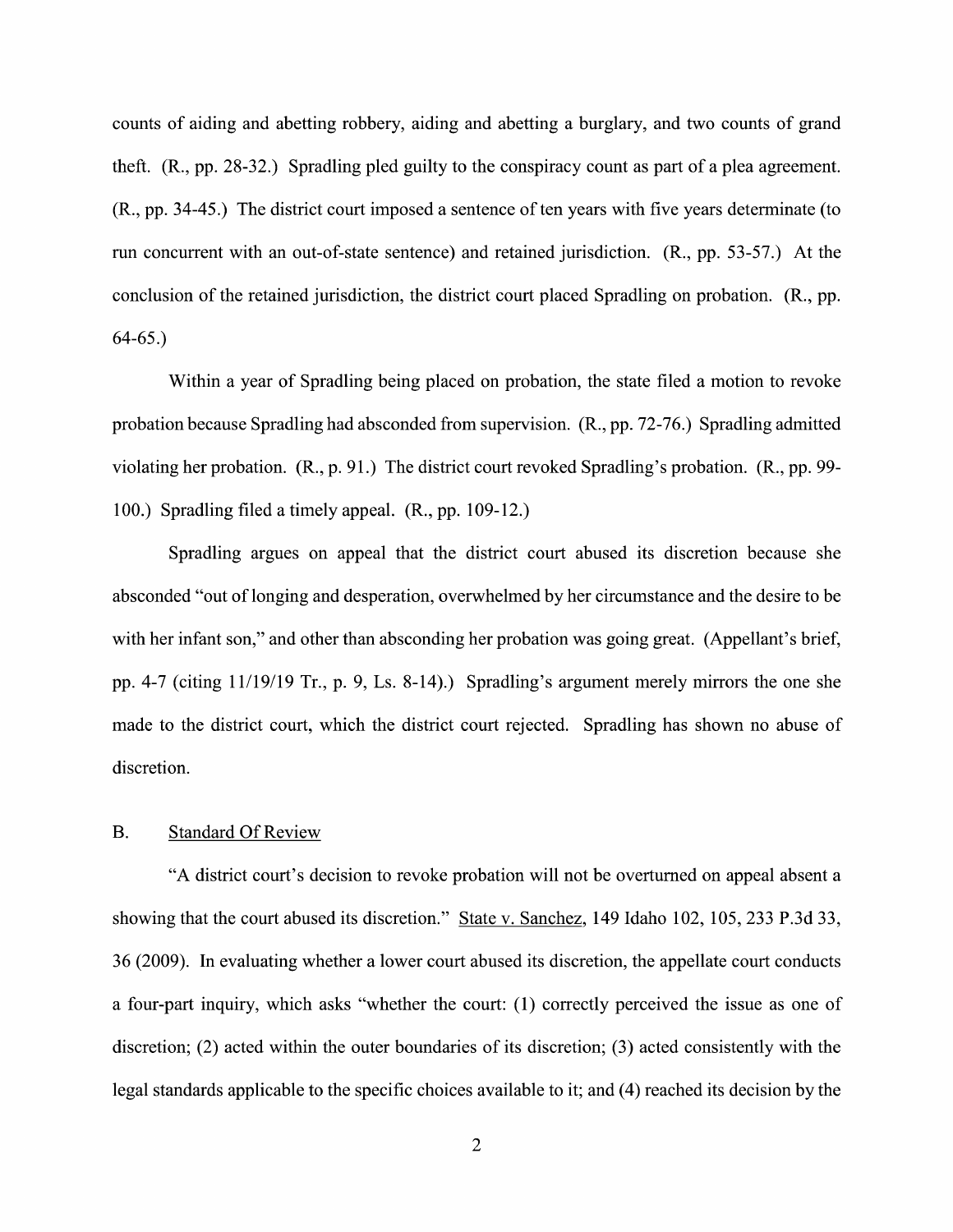counts of aiding and abetting robbery, aiding and abetting a burglary, and two counts of grand theft. (R., pp. 28-32.) Spradling pled guilty to the conspiracy count as part of a plea agreement. (R., pp. 34-45.) The district court imposed a sentence of ten years with five years determinate (to run concurrent with an out-of-state sentence) and retained jurisdiction. (R., pp. 53-57.) At the conclusion of the retained jurisdiction, the district court placed Spradling on probation. (R., pp. 64-65.)

Within a year of Spradling being placed on probation, the state filed a motion to revoke probation because Spradling had absconded from supervision. (R., pp. 72-76.) Spradling admitted violating her probation. (R., p. 91.) The district court revoked Spradling's probation. (R., pp. 99-100.) Spradling filed a timely appeal. (R., pp. 109-12.)

Spradling argues on appeal that the district court abused its discretion because she absconded "out of longing and desperation, overwhelmed by her circumstance and the desire to be with her infant son," and other than absconding her probation was going great. (Appellant's brief, pp. 4-7 (citing 11/19/19 Tr., p. 9, Ls. 8-14).) Spradling's argument merely mirrors the one she made to the district court, which the district court rejected. Spradling has shown no abuse of discretion.

### B. Standard Of Review

"A district court's decision to revoke probation will not be overturned on appeal absent a showing that the court abused its discretion." State v. Sanchez, 149 Idaho 102, 105, 233 P.3d 33, 36 (2009). In evaluating whether a lower court abused its discretion, the appellate court conducts a four-part inquiry, which asks "whether the court: (1) correctly perceived the issue as one of discretion; (2) acted within the outer boundaries of its discretion; (3) acted consistently with the legal standards applicable to the specific choices available to it; and (4) reached its decision by the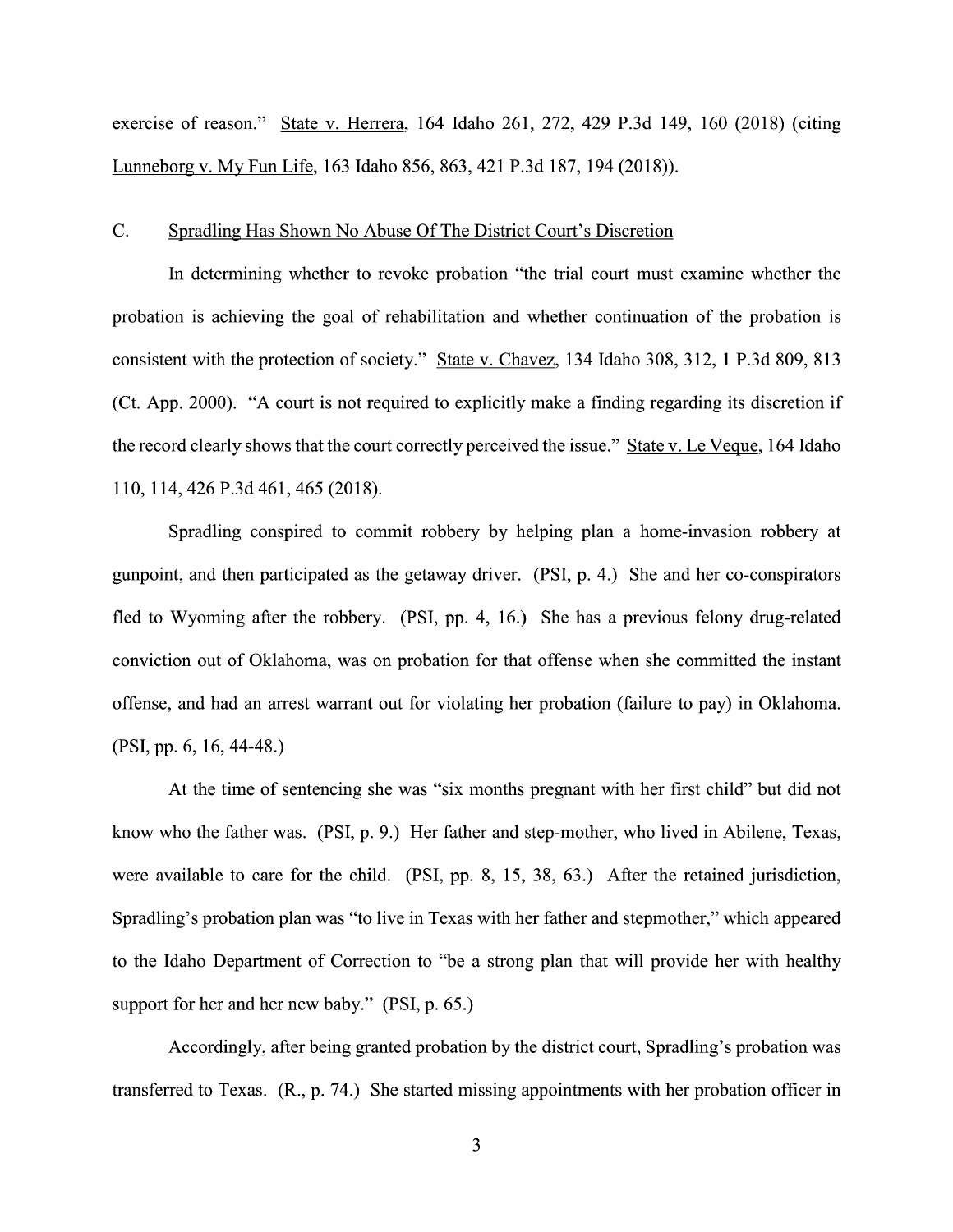exercise of reason." State v. Herrera, 164 Idaho 261, 272, 429 P.3d 149, 160 (2018) (citing Lunneborg v. My Fun Life, 163 Idaho 856, 863, 421 P.3d 187, 194 (2018)).

### C. Spradling Has Shown No Abuse Of The District Court's Discretion

In determining whether to revoke probation "the trial court must examine whether the probation is achieving the goal of rehabilitation and whether continuation of the probation is consistent with the protection of society." State v. Chavez, 134 Idaho 308, 312, 1 P.3d 809, 813 (Ct. App. 2000). "A court is not required to explicitly make a finding regarding its discretion if the record clearly shows that the court correctly perceived the issue." State v. Le Veque, 164 Idaho 110, 114, 426 P.3d 461, 465 (2018).

Spradling conspired to commit robbery by helping plan a home-invasion robbery at gunpoint, and then participated as the getaway driver. (PSI, p. 4.) She and her co-conspirators fled to Wyoming after the robbery. (PSI, pp. 4, 16.) She has a previous felony drug-related conviction out of Oklahoma, was on probation for that offense when she committed the instant offense, and had an arrest warrant out for violating her probation (failure to pay) in Oklahoma. (PSI, pp. 6, 16, 44-48.)

At the time of sentencing she was "six months pregnant with her first child" but did not know who the father was. (PSI, p. 9.) Her father and step-mother, who lived in Abilene, Texas, were available to care for the child. (PSI, pp. 8, 15, 38, 63.) After the retained jurisdiction, Spradling's probation plan was "to live in Texas with her father and stepmother," which appeared to the Idaho Department of Correction to "be a strong plan that will provide her with healthy support for her and her new baby." (PSI, p. 65.)

Accordingly, after being granted probation by the district court, Spradling's probation was transferred to Texas. (R., p. 74.) She started missing appointments with her probation officer in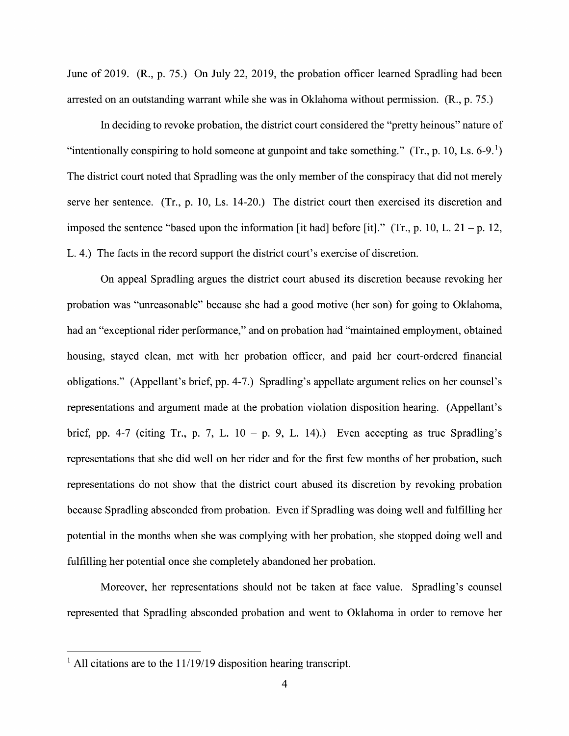June of 2019. (R., p. 75.) On July 22, 2019, the probation officer learned Spradling had been arrested on an outstanding warrant while she was in Oklahoma without permission. (R., p. 75.)

In deciding to revoke probation, the district court considered the "pretty heinous" nature of "intentionally conspiring to hold someone at gunpoint and take something." (Tr., p. 10, Ls. 6-9.[1]) The district court noted that Spradling was the only member of the conspiracy that did not merely serve her sentence. (Tr., p. 10, Ls. 14-20.) The district court then exercised its discretion and imposed the sentence "based upon the information [it had] before [it]." (Tr., p. 10, L. 21 – p. 12, L. 4.) The facts in the record support the district court's exercise of discretion.

On appeal Spradling argues the district court abused its discretion because revoking her probation was "unreasonable" because she had a good motive (her son) for going to Oklahoma, had an "exceptional rider performance," and on probation had "maintained employment, obtained housing, stayed clean, met with her probation officer, and paid her court-ordered financial obligations." (Appellant's brief, pp. 4-7.) Spradling's appellate argument relies on her counsel's representations and argument made at the probation violation disposition hearing. (Appellant's brief, pp. 4-7 (citing Tr., p. 7, L. 10 – p. 9, L. 14).) Even accepting as true Spradling's representations that she did well on her rider and for the first few months of her probation, such representations do not show that the district court abused its discretion by revoking probation because Spradling absconded from probation. Even if Spradling was doing well and fulfilling her potential in the months when she was complying with her probation, she stopped doing well and fulfilling her potential once she completely abandoned her probation.

Moreover, her representations should not be taken at face value. Spradling's counsel represented that Spradling absconded probation and went to Oklahoma in order to remove her

---

[1] All citations are to the 11/19/19 disposition hearing transcript.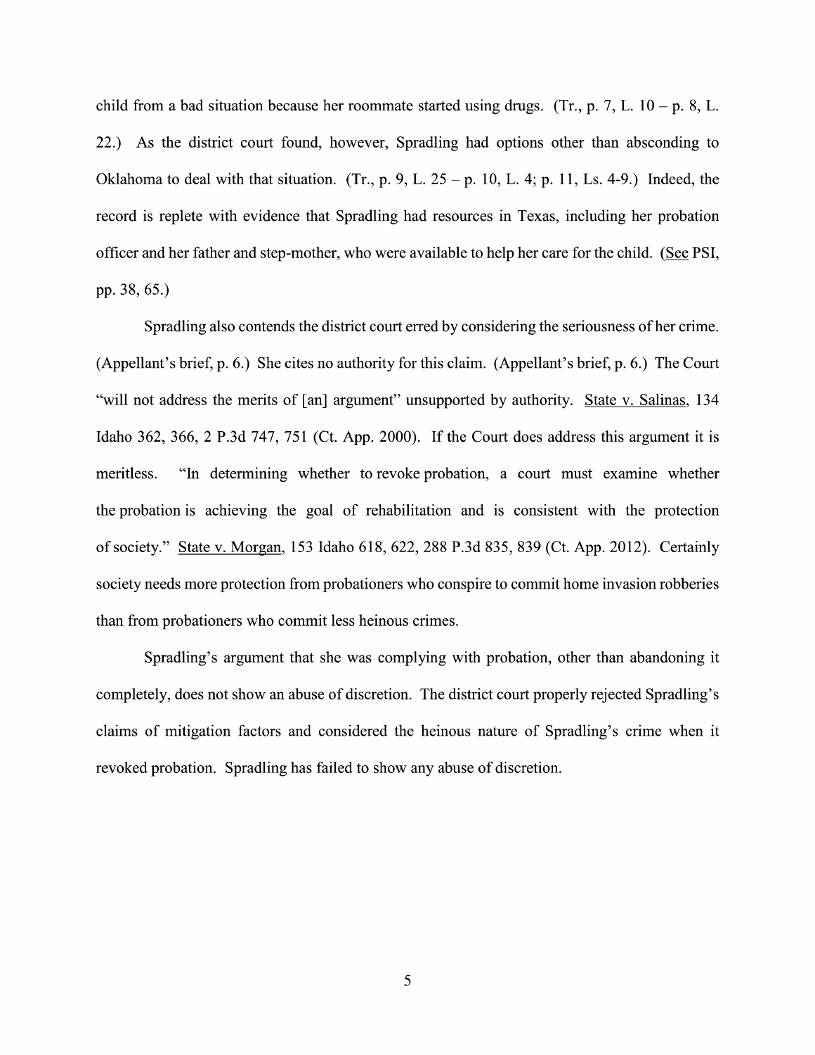child from a bad situation because her roommate started using drugs. (Tr., p. 7, L. 10 – p. 8, L. 22.) As the district court found, however, Spradling had options other than absconding to Oklahoma to deal with that situation. (Tr., p. 9, L. 25 – p. 10, L. 4; p. 11, Ls. 4-9.) Indeed, the record is replete with evidence that Spradling had resources in Texas, including her probation officer and her father and step-mother, who were available to help her care for the child. (See PSI, pp. 38, 65.)

Spradling also contends the district court erred by considering the seriousness of her crime. (Appellant's brief, p. 6.) She cites no authority for this claim. (Appellant's brief, p. 6.) The Court "will not address the merits of [an] argument" unsupported by authority. State v. Salinas, 134 Idaho 362, 366, 2 P.3d 747, 751 (Ct. App. 2000). If the Court does address this argument it is meritless. "In determining whether to revoke probation, a court must examine whether the probation is achieving the goal of rehabilitation and is consistent with the protection of society." State v. Morgan, 153 Idaho 618, 622, 288 P.3d 835, 839 (Ct. App. 2012). Certainly society needs more protection from probationers who conspire to commit home invasion robberies than from probationers who commit less heinous crimes.

Spradling's argument that she was complying with probation, other than abandoning it completely, does not show an abuse of discretion. The district court properly rejected Spradling's claims of mitigation factors and considered the heinous nature of Spradling's crime when it revoked probation. Spradling has failed to show any abuse of discretion.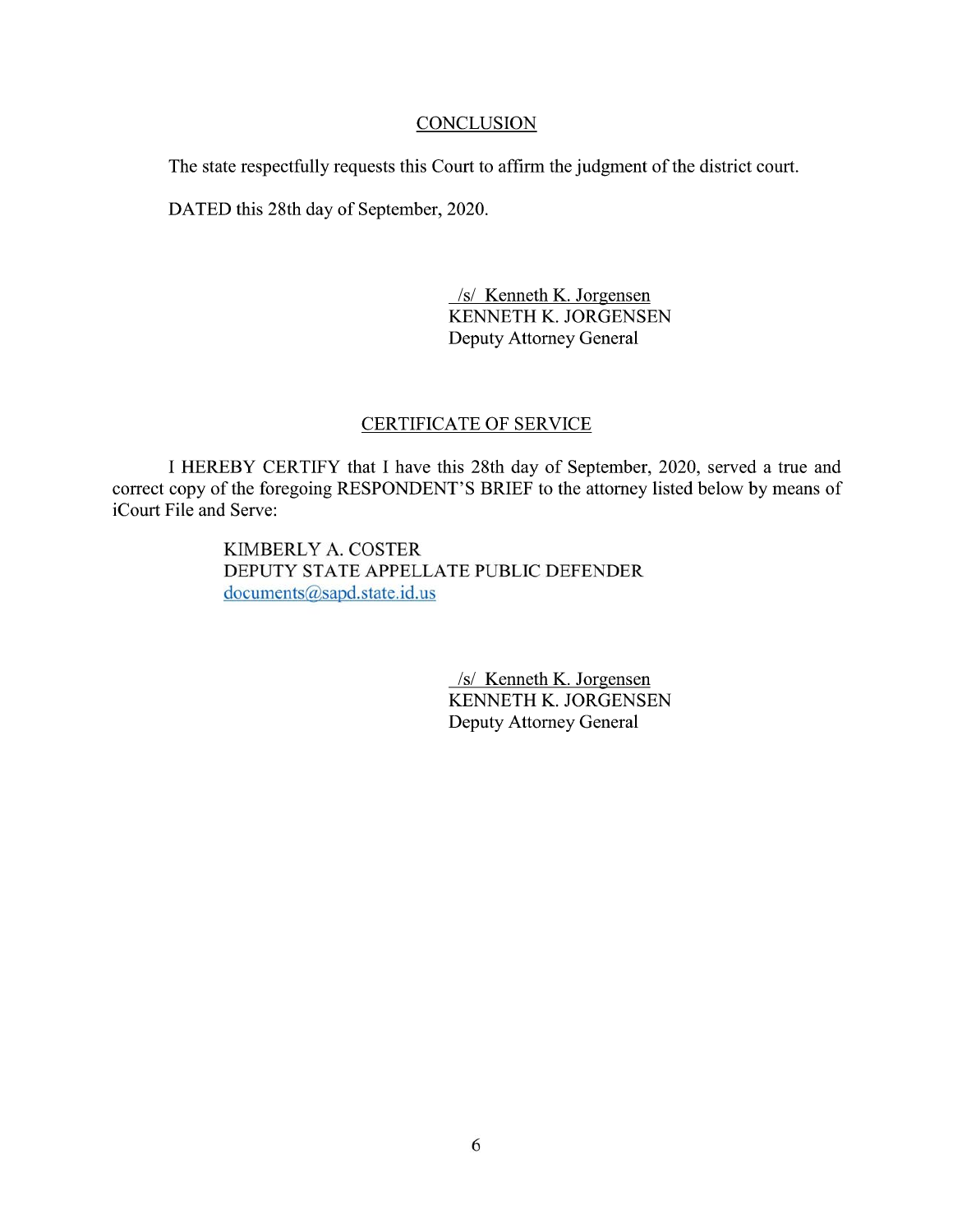## CONCLUSION

The state respectfully requests this Court to affirm the judgment of the district court.

DATED this 28th day of September, 2020.

/s/ Kenneth K. Jorgensen
KENNETH K. JORGENSEN
Deputy Attorney General

## CERTIFICATE OF SERVICE

I HEREBY CERTIFY that I have this 28th day of September, 2020, served a true and correct copy of the foregoing RESPONDENT'S BRIEF to the attorney listed below by means of iCourt File and Serve:

KIMBERLY A. COSTER
DEPUTY STATE APPELLATE PUBLIC DEFENDER
documents@sapd.state.id.us

/s/ Kenneth K. Jorgensen
KENNETH K. JORGENSEN
Deputy Attorney General